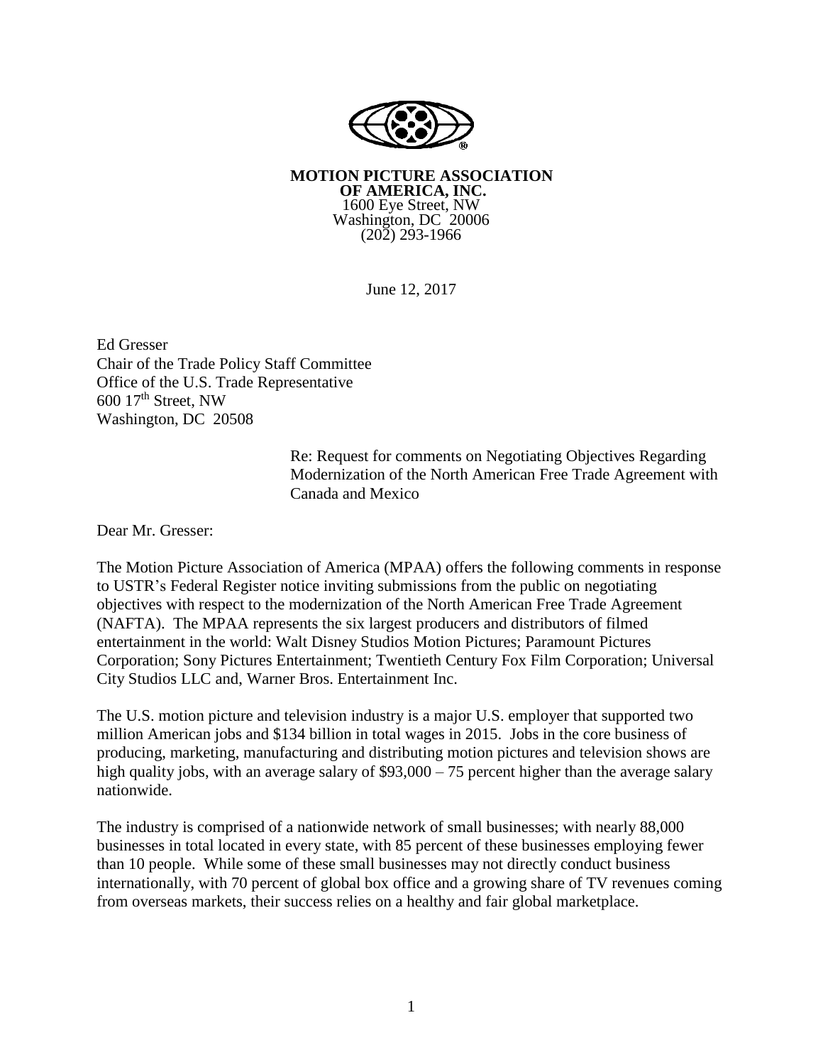**MOTION PICTURE ASSOCIATION OF AMERICA, INC.**
1600 Eye Street, NW
Washington, DC 20006
(202) 293-1966

June 12, 2017

Ed Gresser
Chair of the Trade Policy Staff Committee
Office of the U.S. Trade Representative
600 17th Street, NW
Washington, DC 20508

Re: Request for comments on Negotiating Objectives Regarding Modernization of the North American Free Trade Agreement with Canada and Mexico

Dear Mr. Gresser:

The Motion Picture Association of America (MPAA) offers the following comments in response to USTR's Federal Register notice inviting submissions from the public on negotiating objectives with respect to the modernization of the North American Free Trade Agreement (NAFTA). The MPAA represents the six largest producers and distributors of filmed entertainment in the world: Walt Disney Studios Motion Pictures; Paramount Pictures Corporation; Sony Pictures Entertainment; Twentieth Century Fox Film Corporation; Universal City Studios LLC and, Warner Bros. Entertainment Inc.

The U.S. motion picture and television industry is a major U.S. employer that supported two million American jobs and $134 billion in total wages in 2015. Jobs in the core business of producing, marketing, manufacturing and distributing motion pictures and television shows are high quality jobs, with an average salary of $93,000 – 75 percent higher than the average salary nationwide.

The industry is comprised of a nationwide network of small businesses; with nearly 88,000 businesses in total located in every state, with 85 percent of these businesses employing fewer than 10 people. While some of these small businesses may not directly conduct business internationally, with 70 percent of global box office and a growing share of TV revenues coming from overseas markets, their success relies on a healthy and fair global marketplace.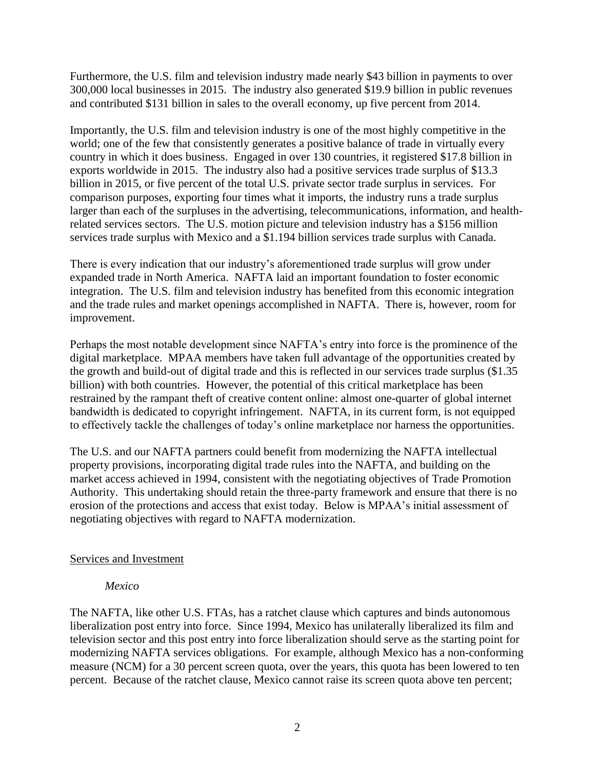Furthermore, the U.S. film and television industry made nearly $43 billion in payments to over 300,000 local businesses in 2015. The industry also generated $19.9 billion in public revenues and contributed $131 billion in sales to the overall economy, up five percent from 2014.

Importantly, the U.S. film and television industry is one of the most highly competitive in the world; one of the few that consistently generates a positive balance of trade in virtually every country in which it does business. Engaged in over 130 countries, it registered $17.8 billion in exports worldwide in 2015. The industry also had a positive services trade surplus of $13.3 billion in 2015, or five percent of the total U.S. private sector trade surplus in services. For comparison purposes, exporting four times what it imports, the industry runs a trade surplus larger than each of the surpluses in the advertising, telecommunications, information, and health-related services sectors. The U.S. motion picture and television industry has a $156 million services trade surplus with Mexico and a $1.194 billion services trade surplus with Canada.

There is every indication that our industry's aforementioned trade surplus will grow under expanded trade in North America. NAFTA laid an important foundation to foster economic integration. The U.S. film and television industry has benefited from this economic integration and the trade rules and market openings accomplished in NAFTA. There is, however, room for improvement.

Perhaps the most notable development since NAFTA's entry into force is the prominence of the digital marketplace. MPAA members have taken full advantage of the opportunities created by the growth and build-out of digital trade and this is reflected in our services trade surplus ($1.35 billion) with both countries. However, the potential of this critical marketplace has been restrained by the rampant theft of creative content online: almost one-quarter of global internet bandwidth is dedicated to copyright infringement. NAFTA, in its current form, is not equipped to effectively tackle the challenges of today's online marketplace nor harness the opportunities.

The U.S. and our NAFTA partners could benefit from modernizing the NAFTA intellectual property provisions, incorporating digital trade rules into the NAFTA, and building on the market access achieved in 1994, consistent with the negotiating objectives of Trade Promotion Authority. This undertaking should retain the three-party framework and ensure that there is no erosion of the protections and access that exist today. Below is MPAA's initial assessment of negotiating objectives with regard to NAFTA modernization.

## Services and Investment

### *Mexico*

The NAFTA, like other U.S. FTAs, has a ratchet clause which captures and binds autonomous liberalization post entry into force. Since 1994, Mexico has unilaterally liberalized its film and television sector and this post entry into force liberalization should serve as the starting point for modernizing NAFTA services obligations. For example, although Mexico has a non-conforming measure (NCM) for a 30 percent screen quota, over the years, this quota has been lowered to ten percent. Because of the ratchet clause, Mexico cannot raise its screen quota above ten percent;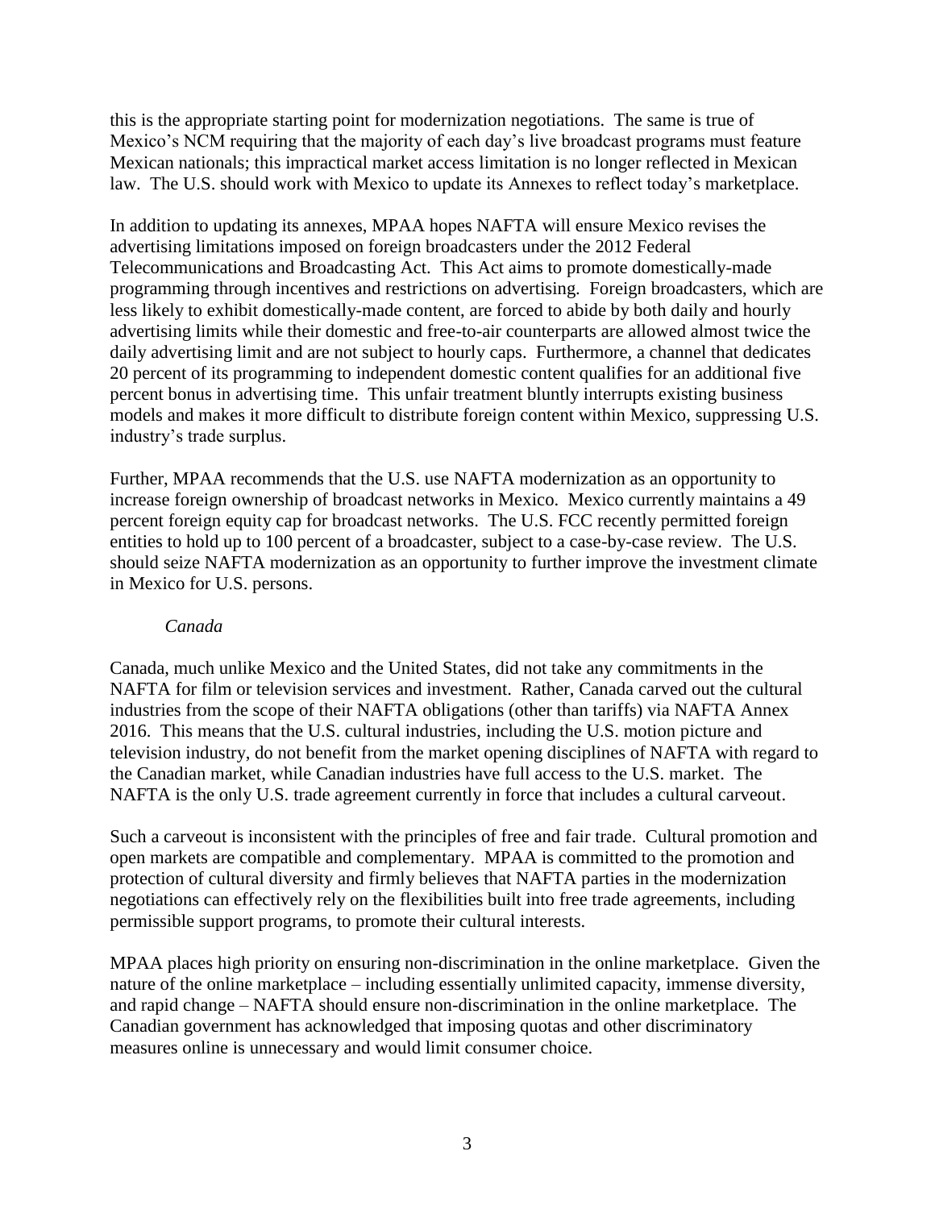this is the appropriate starting point for modernization negotiations. The same is true of Mexico's NCM requiring that the majority of each day's live broadcast programs must feature Mexican nationals; this impractical market access limitation is no longer reflected in Mexican law. The U.S. should work with Mexico to update its Annexes to reflect today's marketplace.

In addition to updating its annexes, MPAA hopes NAFTA will ensure Mexico revises the advertising limitations imposed on foreign broadcasters under the 2012 Federal Telecommunications and Broadcasting Act. This Act aims to promote domestically-made programming through incentives and restrictions on advertising. Foreign broadcasters, which are less likely to exhibit domestically-made content, are forced to abide by both daily and hourly advertising limits while their domestic and free-to-air counterparts are allowed almost twice the daily advertising limit and are not subject to hourly caps. Furthermore, a channel that dedicates 20 percent of its programming to independent domestic content qualifies for an additional five percent bonus in advertising time. This unfair treatment bluntly interrupts existing business models and makes it more difficult to distribute foreign content within Mexico, suppressing U.S. industry's trade surplus.

Further, MPAA recommends that the U.S. use NAFTA modernization as an opportunity to increase foreign ownership of broadcast networks in Mexico. Mexico currently maintains a 49 percent foreign equity cap for broadcast networks. The U.S. FCC recently permitted foreign entities to hold up to 100 percent of a broadcaster, subject to a case-by-case review. The U.S. should seize NAFTA modernization as an opportunity to further improve the investment climate in Mexico for U.S. persons.

*Canada*

Canada, much unlike Mexico and the United States, did not take any commitments in the NAFTA for film or television services and investment. Rather, Canada carved out the cultural industries from the scope of their NAFTA obligations (other than tariffs) via NAFTA Annex 2016. This means that the U.S. cultural industries, including the U.S. motion picture and television industry, do not benefit from the market opening disciplines of NAFTA with regard to the Canadian market, while Canadian industries have full access to the U.S. market. The NAFTA is the only U.S. trade agreement currently in force that includes a cultural carveout.

Such a carveout is inconsistent with the principles of free and fair trade. Cultural promotion and open markets are compatible and complementary. MPAA is committed to the promotion and protection of cultural diversity and firmly believes that NAFTA parties in the modernization negotiations can effectively rely on the flexibilities built into free trade agreements, including permissible support programs, to promote their cultural interests.

MPAA places high priority on ensuring non-discrimination in the online marketplace. Given the nature of the online marketplace – including essentially unlimited capacity, immense diversity, and rapid change – NAFTA should ensure non-discrimination in the online marketplace. The Canadian government has acknowledged that imposing quotas and other discriminatory measures online is unnecessary and would limit consumer choice.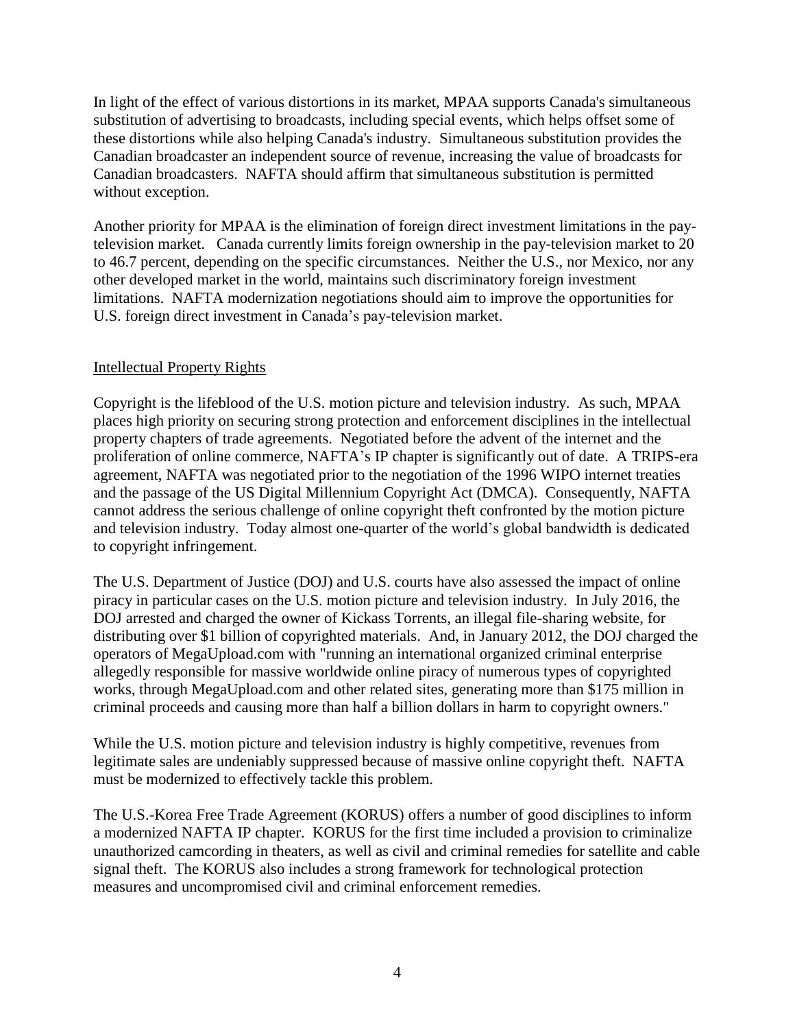In light of the effect of various distortions in its market, MPAA supports Canada's simultaneous substitution of advertising to broadcasts, including special events, which helps offset some of these distortions while also helping Canada's industry. Simultaneous substitution provides the Canadian broadcaster an independent source of revenue, increasing the value of broadcasts for Canadian broadcasters. NAFTA should affirm that simultaneous substitution is permitted without exception.

Another priority for MPAA is the elimination of foreign direct investment limitations in the pay-television market. Canada currently limits foreign ownership in the pay-television market to 20 to 46.7 percent, depending on the specific circumstances. Neither the U.S., nor Mexico, nor any other developed market in the world, maintains such discriminatory foreign investment limitations. NAFTA modernization negotiations should aim to improve the opportunities for U.S. foreign direct investment in Canada's pay-television market.

Intellectual Property Rights

Copyright is the lifeblood of the U.S. motion picture and television industry. As such, MPAA places high priority on securing strong protection and enforcement disciplines in the intellectual property chapters of trade agreements. Negotiated before the advent of the internet and the proliferation of online commerce, NAFTA's IP chapter is significantly out of date. A TRIPS-era agreement, NAFTA was negotiated prior to the negotiation of the 1996 WIPO internet treaties and the passage of the US Digital Millennium Copyright Act (DMCA). Consequently, NAFTA cannot address the serious challenge of online copyright theft confronted by the motion picture and television industry. Today almost one-quarter of the world's global bandwidth is dedicated to copyright infringement.

The U.S. Department of Justice (DOJ) and U.S. courts have also assessed the impact of online piracy in particular cases on the U.S. motion picture and television industry. In July 2016, the DOJ arrested and charged the owner of Kickass Torrents, an illegal file-sharing website, for distributing over $1 billion of copyrighted materials. And, in January 2012, the DOJ charged the operators of MegaUpload.com with "running an international organized criminal enterprise allegedly responsible for massive worldwide online piracy of numerous types of copyrighted works, through MegaUpload.com and other related sites, generating more than $175 million in criminal proceeds and causing more than half a billion dollars in harm to copyright owners."

While the U.S. motion picture and television industry is highly competitive, revenues from legitimate sales are undeniably suppressed because of massive online copyright theft. NAFTA must be modernized to effectively tackle this problem.

The U.S.-Korea Free Trade Agreement (KORUS) offers a number of good disciplines to inform a modernized NAFTA IP chapter. KORUS for the first time included a provision to criminalize unauthorized camcording in theaters, as well as civil and criminal remedies for satellite and cable signal theft. The KORUS also includes a strong framework for technological protection measures and uncompromised civil and criminal enforcement remedies.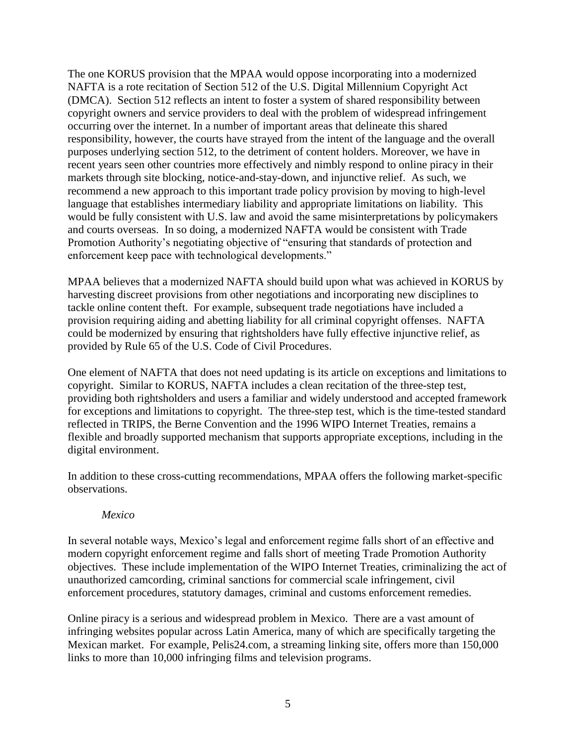The one KORUS provision that the MPAA would oppose incorporating into a modernized NAFTA is a rote recitation of Section 512 of the U.S. Digital Millennium Copyright Act (DMCA). Section 512 reflects an intent to foster a system of shared responsibility between copyright owners and service providers to deal with the problem of widespread infringement occurring over the internet. In a number of important areas that delineate this shared responsibility, however, the courts have strayed from the intent of the language and the overall purposes underlying section 512, to the detriment of content holders. Moreover, we have in recent years seen other countries more effectively and nimbly respond to online piracy in their markets through site blocking, notice-and-stay-down, and injunctive relief. As such, we recommend a new approach to this important trade policy provision by moving to high-level language that establishes intermediary liability and appropriate limitations on liability. This would be fully consistent with U.S. law and avoid the same misinterpretations by policymakers and courts overseas. In so doing, a modernized NAFTA would be consistent with Trade Promotion Authority's negotiating objective of "ensuring that standards of protection and enforcement keep pace with technological developments."

MPAA believes that a modernized NAFTA should build upon what was achieved in KORUS by harvesting discreet provisions from other negotiations and incorporating new disciplines to tackle online content theft. For example, subsequent trade negotiations have included a provision requiring aiding and abetting liability for all criminal copyright offenses. NAFTA could be modernized by ensuring that rightsholders have fully effective injunctive relief, as provided by Rule 65 of the U.S. Code of Civil Procedures.

One element of NAFTA that does not need updating is its article on exceptions and limitations to copyright. Similar to KORUS, NAFTA includes a clean recitation of the three-step test, providing both rightsholders and users a familiar and widely understood and accepted framework for exceptions and limitations to copyright. The three-step test, which is the time-tested standard reflected in TRIPS, the Berne Convention and the 1996 WIPO Internet Treaties, remains a flexible and broadly supported mechanism that supports appropriate exceptions, including in the digital environment.

In addition to these cross-cutting recommendations, MPAA offers the following market-specific observations.

*Mexico*

In several notable ways, Mexico's legal and enforcement regime falls short of an effective and modern copyright enforcement regime and falls short of meeting Trade Promotion Authority objectives. These include implementation of the WIPO Internet Treaties, criminalizing the act of unauthorized camcording, criminal sanctions for commercial scale infringement, civil enforcement procedures, statutory damages, criminal and customs enforcement remedies.

Online piracy is a serious and widespread problem in Mexico. There are a vast amount of infringing websites popular across Latin America, many of which are specifically targeting the Mexican market. For example, Pelis24.com, a streaming linking site, offers more than 150,000 links to more than 10,000 infringing films and television programs.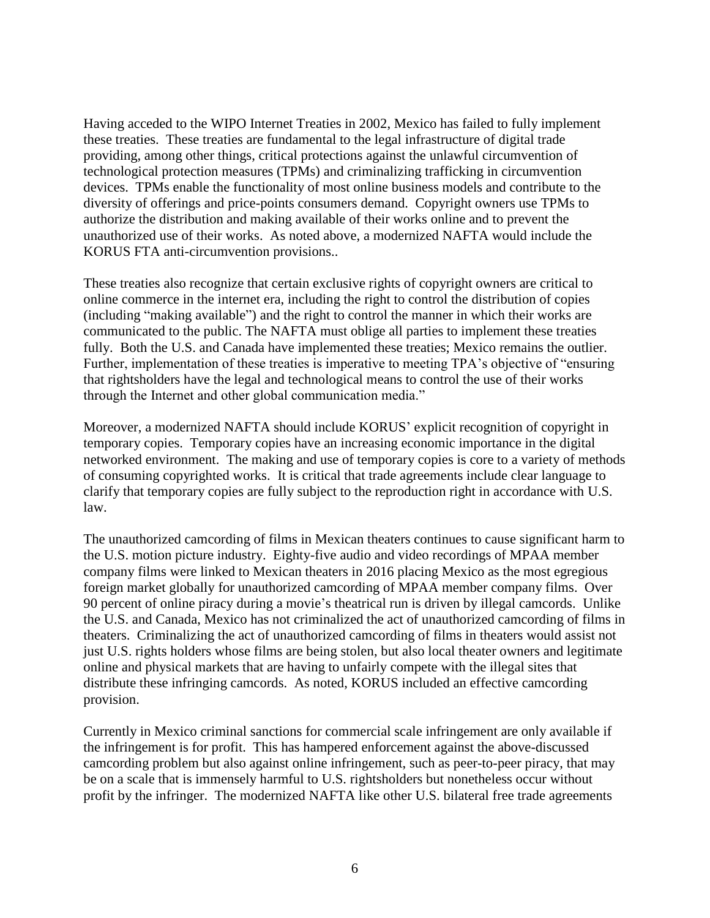Having acceded to the WIPO Internet Treaties in 2002, Mexico has failed to fully implement these treaties. These treaties are fundamental to the legal infrastructure of digital trade providing, among other things, critical protections against the unlawful circumvention of technological protection measures (TPMs) and criminalizing trafficking in circumvention devices. TPMs enable the functionality of most online business models and contribute to the diversity of offerings and price-points consumers demand. Copyright owners use TPMs to authorize the distribution and making available of their works online and to prevent the unauthorized use of their works. As noted above, a modernized NAFTA would include the KORUS FTA anti-circumvention provisions..

These treaties also recognize that certain exclusive rights of copyright owners are critical to online commerce in the internet era, including the right to control the distribution of copies (including "making available") and the right to control the manner in which their works are communicated to the public. The NAFTA must oblige all parties to implement these treaties fully. Both the U.S. and Canada have implemented these treaties; Mexico remains the outlier. Further, implementation of these treaties is imperative to meeting TPA's objective of "ensuring that rightsholders have the legal and technological means to control the use of their works through the Internet and other global communication media."

Moreover, a modernized NAFTA should include KORUS' explicit recognition of copyright in temporary copies. Temporary copies have an increasing economic importance in the digital networked environment. The making and use of temporary copies is core to a variety of methods of consuming copyrighted works. It is critical that trade agreements include clear language to clarify that temporary copies are fully subject to the reproduction right in accordance with U.S. law.

The unauthorized camcording of films in Mexican theaters continues to cause significant harm to the U.S. motion picture industry. Eighty-five audio and video recordings of MPAA member company films were linked to Mexican theaters in 2016 placing Mexico as the most egregious foreign market globally for unauthorized camcording of MPAA member company films. Over 90 percent of online piracy during a movie's theatrical run is driven by illegal camcords. Unlike the U.S. and Canada, Mexico has not criminalized the act of unauthorized camcording of films in theaters. Criminalizing the act of unauthorized camcording of films in theaters would assist not just U.S. rights holders whose films are being stolen, but also local theater owners and legitimate online and physical markets that are having to unfairly compete with the illegal sites that distribute these infringing camcords. As noted, KORUS included an effective camcording provision.

Currently in Mexico criminal sanctions for commercial scale infringement are only available if the infringement is for profit. This has hampered enforcement against the above-discussed camcording problem but also against online infringement, such as peer-to-peer piracy, that may be on a scale that is immensely harmful to U.S. rightsholders but nonetheless occur without profit by the infringer. The modernized NAFTA like other U.S. bilateral free trade agreements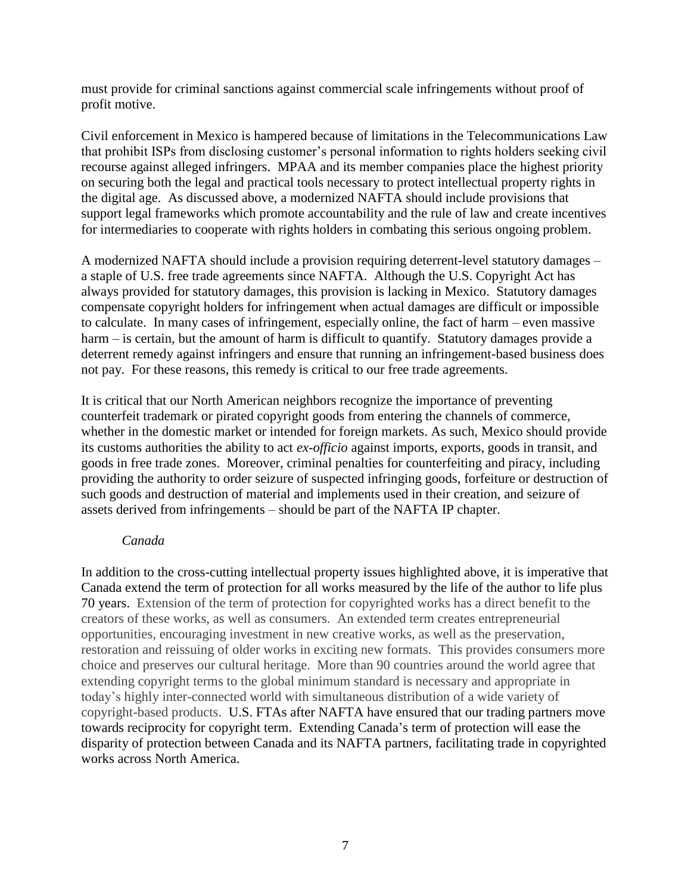must provide for criminal sanctions against commercial scale infringements without proof of profit motive.

Civil enforcement in Mexico is hampered because of limitations in the Telecommunications Law that prohibit ISPs from disclosing customer's personal information to rights holders seeking civil recourse against alleged infringers. MPAA and its member companies place the highest priority on securing both the legal and practical tools necessary to protect intellectual property rights in the digital age. As discussed above, a modernized NAFTA should include provisions that support legal frameworks which promote accountability and the rule of law and create incentives for intermediaries to cooperate with rights holders in combating this serious ongoing problem.

A modernized NAFTA should include a provision requiring deterrent-level statutory damages – a staple of U.S. free trade agreements since NAFTA. Although the U.S. Copyright Act has always provided for statutory damages, this provision is lacking in Mexico. Statutory damages compensate copyright holders for infringement when actual damages are difficult or impossible to calculate. In many cases of infringement, especially online, the fact of harm – even massive harm – is certain, but the amount of harm is difficult to quantify. Statutory damages provide a deterrent remedy against infringers and ensure that running an infringement-based business does not pay. For these reasons, this remedy is critical to our free trade agreements.

It is critical that our North American neighbors recognize the importance of preventing counterfeit trademark or pirated copyright goods from entering the channels of commerce, whether in the domestic market or intended for foreign markets. As such, Mexico should provide its customs authorities the ability to act *ex-officio* against imports, exports, goods in transit, and goods in free trade zones. Moreover, criminal penalties for counterfeiting and piracy, including providing the authority to order seizure of suspected infringing goods, forfeiture or destruction of such goods and destruction of material and implements used in their creation, and seizure of assets derived from infringements – should be part of the NAFTA IP chapter.

*Canada*

In addition to the cross-cutting intellectual property issues highlighted above, it is imperative that Canada extend the term of protection for all works measured by the life of the author to life plus 70 years. Extension of the term of protection for copyrighted works has a direct benefit to the creators of these works, as well as consumers. An extended term creates entrepreneurial opportunities, encouraging investment in new creative works, as well as the preservation, restoration and reissuing of older works in exciting new formats. This provides consumers more choice and preserves our cultural heritage. More than 90 countries around the world agree that extending copyright terms to the global minimum standard is necessary and appropriate in today's highly inter-connected world with simultaneous distribution of a wide variety of copyright-based products. U.S. FTAs after NAFTA have ensured that our trading partners move towards reciprocity for copyright term. Extending Canada's term of protection will ease the disparity of protection between Canada and its NAFTA partners, facilitating trade in copyrighted works across North America.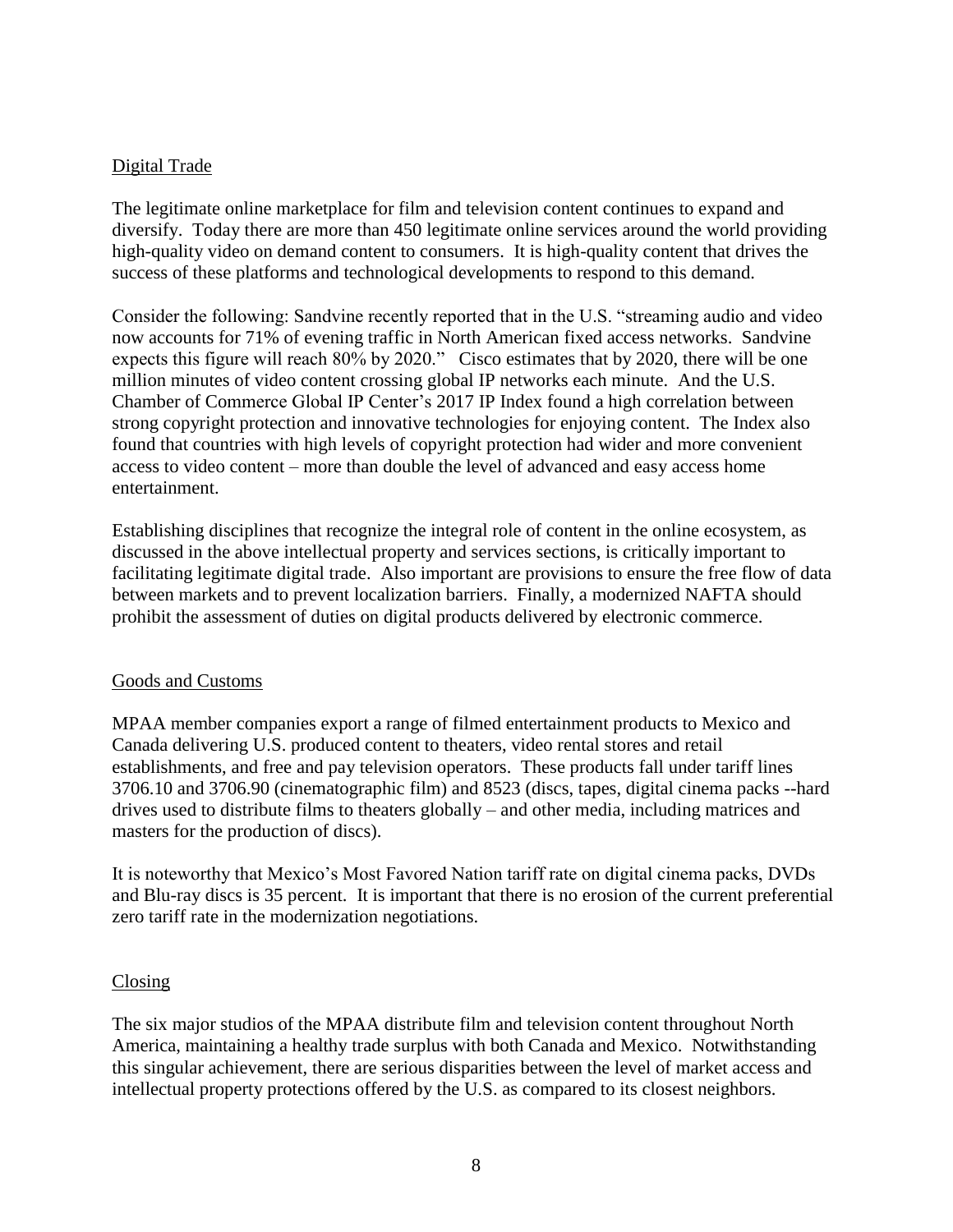## Digital Trade

The legitimate online marketplace for film and television content continues to expand and diversify. Today there are more than 450 legitimate online services around the world providing high-quality video on demand content to consumers. It is high-quality content that drives the success of these platforms and technological developments to respond to this demand.

Consider the following: Sandvine recently reported that in the U.S. "streaming audio and video now accounts for 71% of evening traffic in North American fixed access networks. Sandvine expects this figure will reach 80% by 2020." Cisco estimates that by 2020, there will be one million minutes of video content crossing global IP networks each minute. And the U.S. Chamber of Commerce Global IP Center's 2017 IP Index found a high correlation between strong copyright protection and innovative technologies for enjoying content. The Index also found that countries with high levels of copyright protection had wider and more convenient access to video content – more than double the level of advanced and easy access home entertainment.

Establishing disciplines that recognize the integral role of content in the online ecosystem, as discussed in the above intellectual property and services sections, is critically important to facilitating legitimate digital trade. Also important are provisions to ensure the free flow of data between markets and to prevent localization barriers. Finally, a modernized NAFTA should prohibit the assessment of duties on digital products delivered by electronic commerce.

## Goods and Customs

MPAA member companies export a range of filmed entertainment products to Mexico and Canada delivering U.S. produced content to theaters, video rental stores and retail establishments, and free and pay television operators. These products fall under tariff lines 3706.10 and 3706.90 (cinematographic film) and 8523 (discs, tapes, digital cinema packs --hard drives used to distribute films to theaters globally – and other media, including matrices and masters for the production of discs).

It is noteworthy that Mexico's Most Favored Nation tariff rate on digital cinema packs, DVDs and Blu-ray discs is 35 percent. It is important that there is no erosion of the current preferential zero tariff rate in the modernization negotiations.

## Closing

The six major studios of the MPAA distribute film and television content throughout North America, maintaining a healthy trade surplus with both Canada and Mexico. Notwithstanding this singular achievement, there are serious disparities between the level of market access and intellectual property protections offered by the U.S. as compared to its closest neighbors.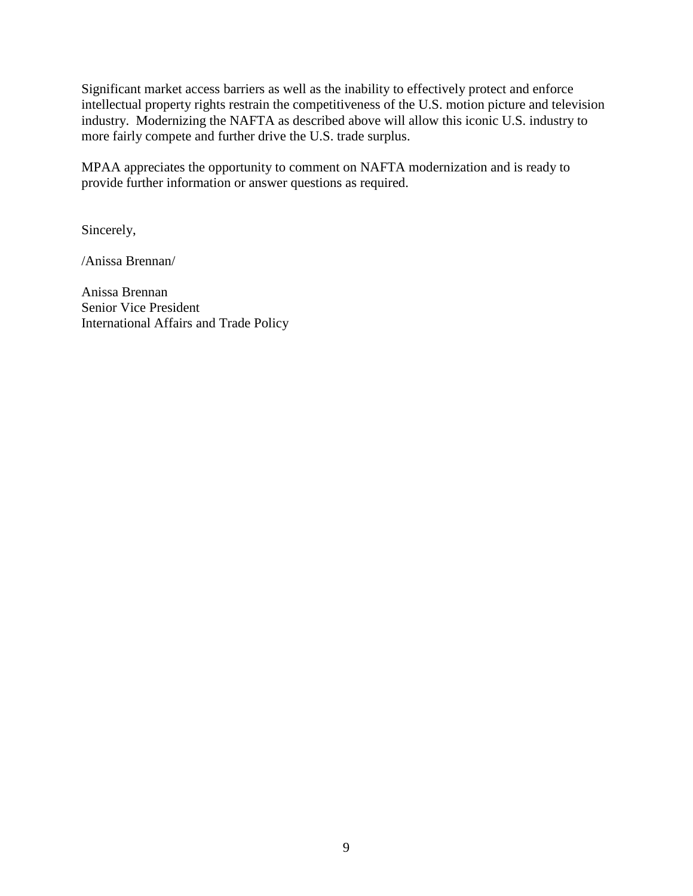Significant market access barriers as well as the inability to effectively protect and enforce intellectual property rights restrain the competitiveness of the U.S. motion picture and television industry. Modernizing the NAFTA as described above will allow this iconic U.S. industry to more fairly compete and further drive the U.S. trade surplus.

MPAA appreciates the opportunity to comment on NAFTA modernization and is ready to provide further information or answer questions as required.

Sincerely,

/Anissa Brennan/

Anissa Brennan
Senior Vice President
International Affairs and Trade Policy